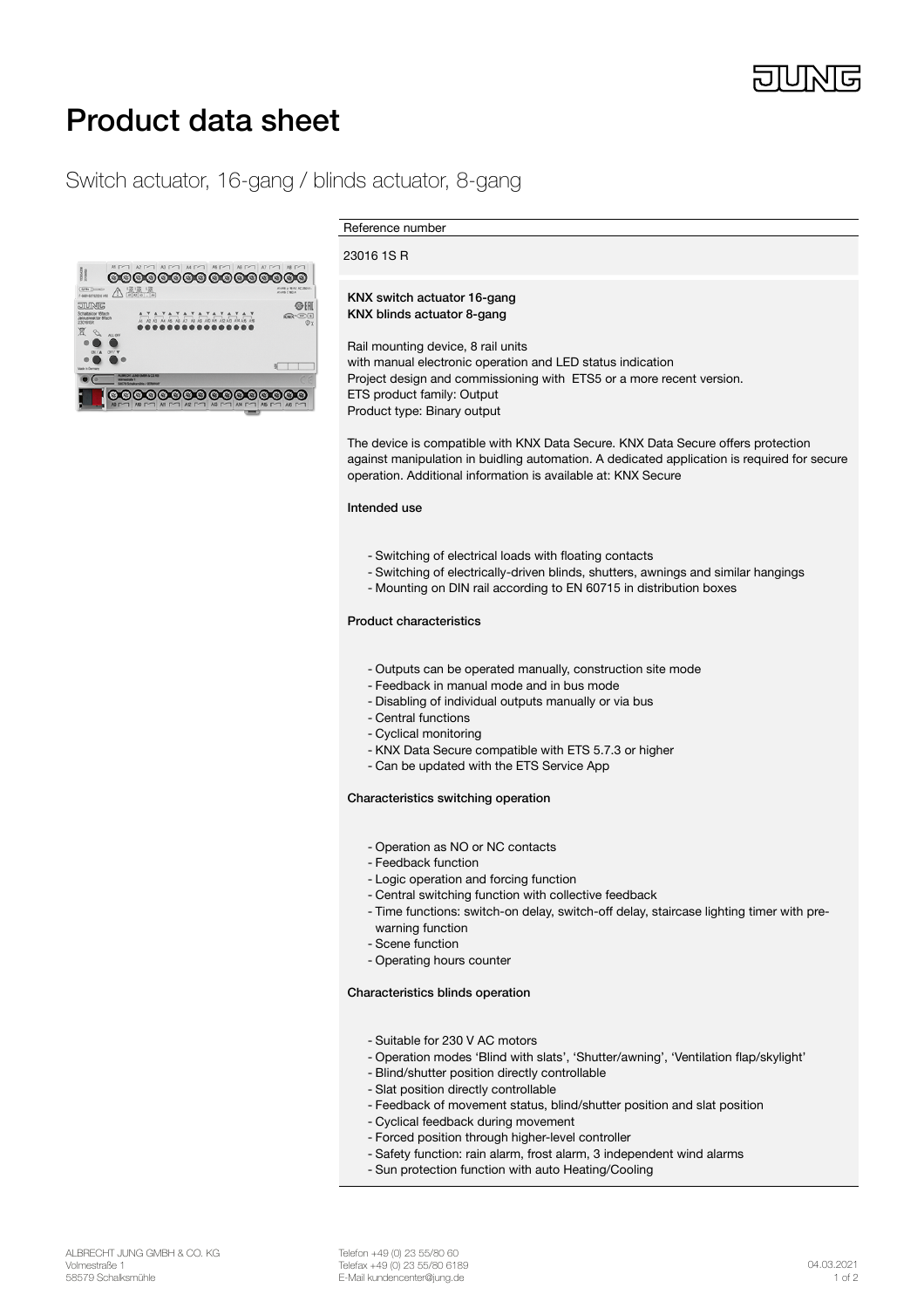# Product data sheet

## Switch actuator, 16-gang / blinds actuator, 8-gang

Reference number

23016 1S R

**KNX switch actuator 16-gang**
**KNX blinds actuator 8-gang**

Rail mounting device, 8 rail units
with manual electronic operation and LED status indication
Project design and commissioning with ETS5 or a more recent version.
ETS product family: Output
Product type: Binary output

The device is compatible with KNX Data Secure. KNX Data Secure offers protection against manipulation in buidling automation. A dedicated application is required for secure operation. Additional information is available at: KNX Secure

**Intended use**

- Switching of electrical loads with floating contacts
- Switching of electrically-driven blinds, shutters, awnings and similar hangings
- Mounting on DIN rail according to EN 60715 in distribution boxes

**Product characteristics**

- Outputs can be operated manually, construction site mode
- Feedback in manual mode and in bus mode
- Disabling of individual outputs manually or via bus
- Central functions
- Cyclical monitoring
- KNX Data Secure compatible with ETS 5.7.3 or higher
- Can be updated with the ETS Service App

**Characteristics switching operation**

- Operation as NO or NC contacts
- Feedback function
- Logic operation and forcing function
- Central switching function with collective feedback
- Time functions: switch-on delay, switch-off delay, staircase lighting timer with pre-warning function
- Scene function
- Operating hours counter

**Characteristics blinds operation**

- Suitable for 230 V AC motors
- Operation modes 'Blind with slats', 'Shutter/awning', 'Ventilation flap/skylight'
- Blind/shutter position directly controllable
- Slat position directly controllable
- Feedback of movement status, blind/shutter position and slat position
- Cyclical feedback during movement
- Forced position through higher-level controller
- Safety function: rain alarm, frost alarm, 3 independent wind alarms
- Sun protection function with auto Heating/Cooling

ALBRECHT JUNG GMBH & CO. KG
Volmestraße 1
58579 Schalksmühle

Telefon +49 (0) 23 55/80 60
Telefax +49 (0) 23 55/80 6189
E-Mail kundencenter@jung.de

04.03.2021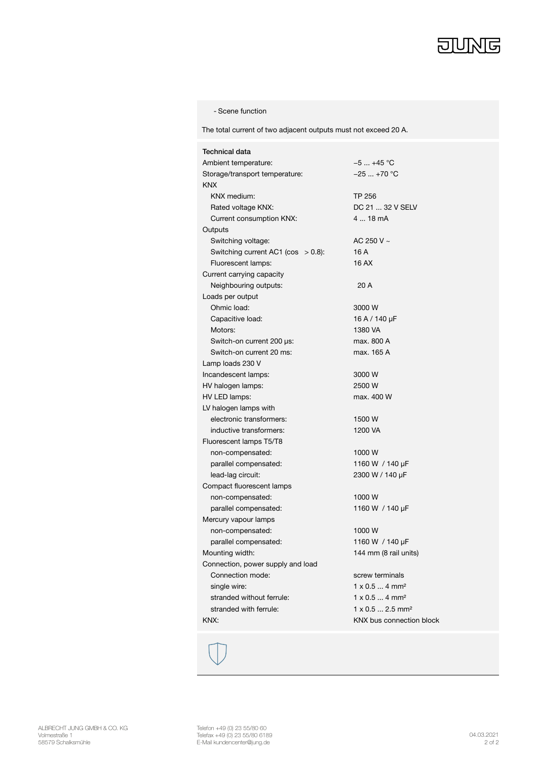- Scene function

The total current of two adjacent outputs must not exceed 20 A.

| | |
|---|---|
| **Technical data** | |
| Ambient temperature: | −5 ... +45 °C |
| Storage/transport temperature: | −25 ... +70 °C |
| KNX | |
| KNX medium: | TP 256 |
| Rated voltage KNX: | DC 21 ... 32 V SELV |
| Current consumption KNX: | 4 ... 18 mA |
| Outputs | |
| Switching voltage: | AC 250 V ~ |
| Switching current AC1 (cos > 0.8): | 16 A |
| Fluorescent lamps: | 16 AX |
| Current carrying capacity | |
| Neighbouring outputs: | 20 A |
| Loads per output | |
| Ohmic load: | 3000 W |
| Capacitive load: | 16 A / 140 µF |
| Motors: | 1380 VA |
| Switch-on current 200 µs: | max. 800 A |
| Switch-on current 20 ms: | max. 165 A |
| Lamp loads 230 V | |
| Incandescent lamps: | 3000 W |
| HV halogen lamps: | 2500 W |
| HV LED lamps: | max. 400 W |
| LV halogen lamps with | |
| electronic transformers: | 1500 W |
| inductive transformers: | 1200 VA |
| Fluorescent lamps T5/T8 | |
| non-compensated: | 1000 W |
| parallel compensated: | 1160 W / 140 µF |
| lead-lag circuit: | 2300 W / 140 µF |
| Compact fluorescent lamps | |
| non-compensated: | 1000 W |
| parallel compensated: | 1160 W / 140 µF |
| Mercury vapour lamps | |
| non-compensated: | 1000 W |
| parallel compensated: | 1160 W / 140 µF |
| Mounting width: | 144 mm (8 rail units) |
| Connection, power supply and load | |
| Connection mode: | screw terminals |
| single wire: | 1 x 0.5 ... 4 mm² |
| stranded without ferrule: | 1 x 0.5 ... 4 mm² |
| stranded with ferrule: | 1 x 0.5 ... 2.5 mm² |
| KNX: | KNX bus connection block |

ALBRECHT JUNG GMBH & CO. KG
Volmestraße 1
58579 Schalksmühle

Telefon +49 (0) 23 55/80 60
Telefax +49 (0) 23 55/80 6189
E-Mail kundencenter@jung.de

04.03.2021